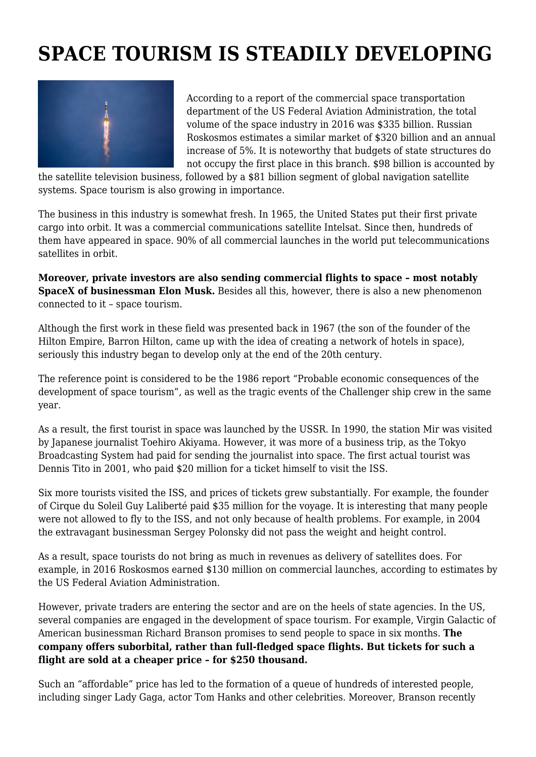# SPACE TOURISM IS STEADILY DEVELOPING

According to a report of the commercial space transportation department of the US Federal Aviation Administration, the total volume of the space industry in 2016 was $335 billion. Russian Roskosmos estimates a similar market of $320 billion and an annual increase of 5%. It is noteworthy that budgets of state structures do not occupy the first place in this branch. $98 billion is accounted by the satellite television business, followed by a $81 billion segment of global navigation satellite systems. Space tourism is also growing in importance.

The business in this industry is somewhat fresh. In 1965, the United States put their first private cargo into orbit. It was a commercial communications satellite Intelsat. Since then, hundreds of them have appeared in space. 90% of all commercial launches in the world put telecommunications satellites in orbit.

**Moreover, private investors are also sending commercial flights to space – most notably SpaceX of businessman Elon Musk.** Besides all this, however, there is also a new phenomenon connected to it – space tourism.

Although the first work in these field was presented back in 1967 (the son of the founder of the Hilton Empire, Barron Hilton, came up with the idea of creating a network of hotels in space), seriously this industry began to develop only at the end of the 20th century.

The reference point is considered to be the 1986 report "Probable economic consequences of the development of space tourism", as well as the tragic events of the Challenger ship crew in the same year.

As a result, the first tourist in space was launched by the USSR. In 1990, the station Mir was visited by Japanese journalist Toehiro Akiyama. However, it was more of a business trip, as the Tokyo Broadcasting System had paid for sending the journalist into space. The first actual tourist was Dennis Tito in 2001, who paid $20 million for a ticket himself to visit the ISS.

Six more tourists visited the ISS, and prices of tickets grew substantially. For example, the founder of Cirque du Soleil Guy Laliberté paid $35 million for the voyage. It is interesting that many people were not allowed to fly to the ISS, and not only because of health problems. For example, in 2004 the extravagant businessman Sergey Polonsky did not pass the weight and height control.

As a result, space tourists do not bring as much in revenues as delivery of satellites does. For example, in 2016 Roskosmos earned $130 million on commercial launches, according to estimates by the US Federal Aviation Administration.

However, private traders are entering the sector and are on the heels of state agencies. In the US, several companies are engaged in the development of space tourism. For example, Virgin Galactic of American businessman Richard Branson promises to send people to space in six months. **The company offers suborbital, rather than full-fledged space flights. But tickets for such a flight are sold at a cheaper price – for $250 thousand.**

Such an "affordable" price has led to the formation of a queue of hundreds of interested people, including singer Lady Gaga, actor Tom Hanks and other celebrities. Moreover, Branson recently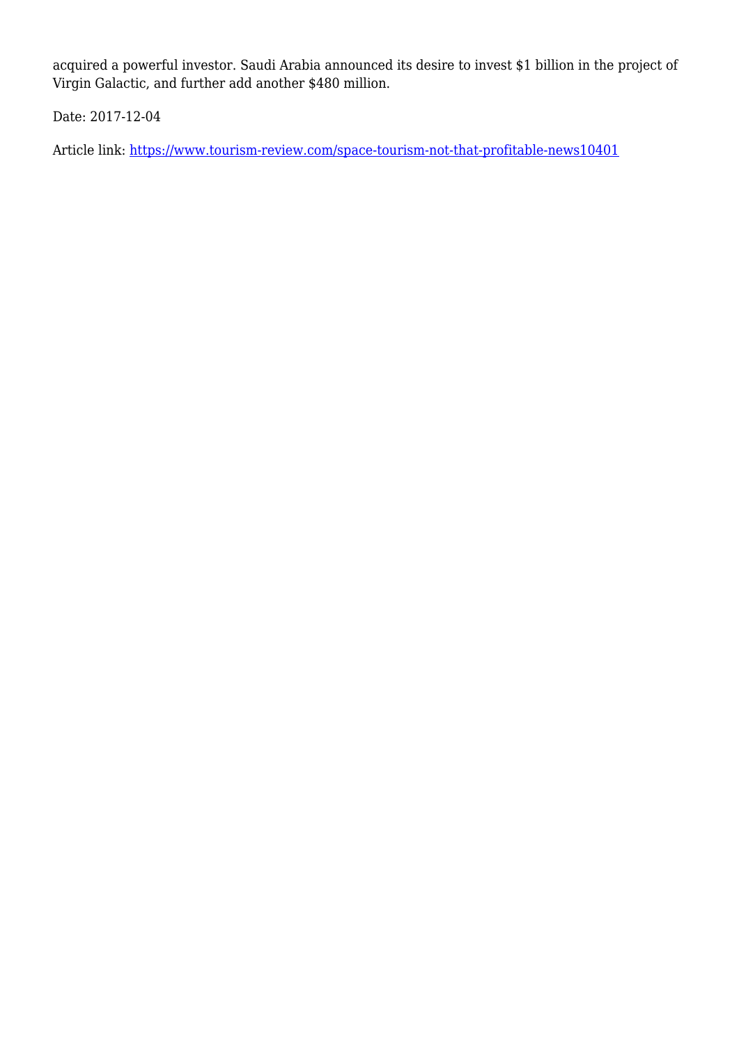acquired a powerful investor. Saudi Arabia announced its desire to invest $1 billion in the project of Virgin Galactic, and further add another $480 million.

Date: 2017-12-04

Article link: [https://www.tourism-review.com/space-tourism-not-that-profitable-news10401](https://www.tourism-review.com/space-tourism-not-that-profitable-news10401)